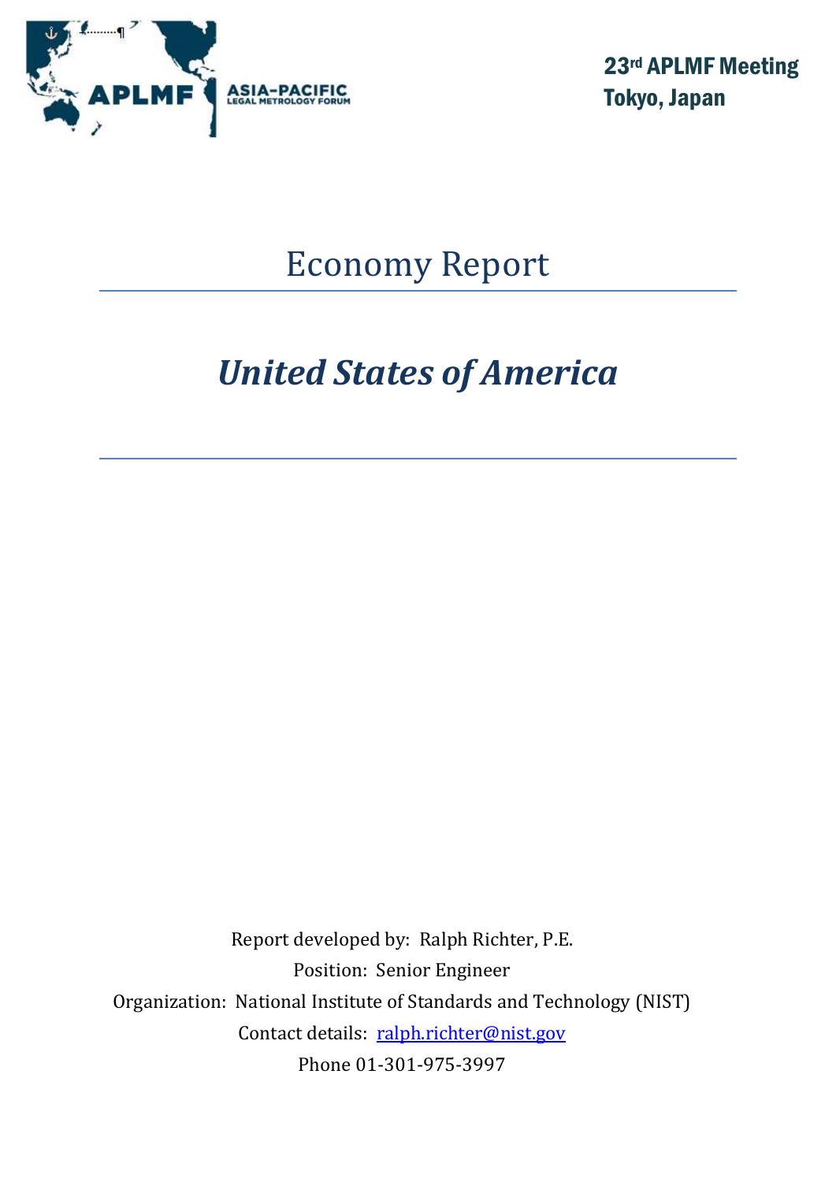ASIA-PACIFIC LEGAL METROLOGY FORUM

**23rd APLMF Meeting**
**Tokyo, Japan**

# Economy Report

## *United States of America*

Report developed by: Ralph Richter, P.E.

Position: Senior Engineer

Organization: National Institute of Standards and Technology (NIST)

Contact details: ralph.richter@nist.gov

Phone 01-301-975-3997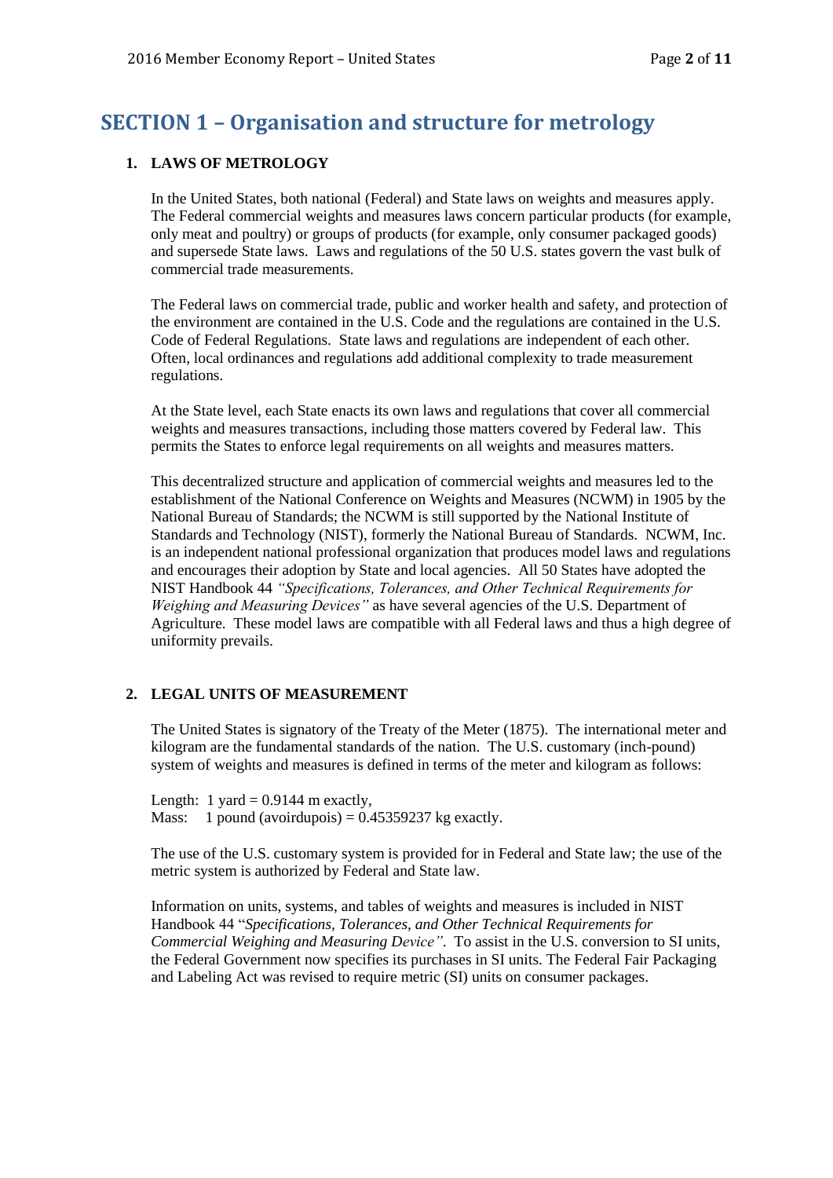# SECTION 1 – Organisation and structure for metrology

## 1. LAWS OF METROLOGY

In the United States, both national (Federal) and State laws on weights and measures apply. The Federal commercial weights and measures laws concern particular products (for example, only meat and poultry) or groups of products (for example, only consumer packaged goods) and supersede State laws. Laws and regulations of the 50 U.S. states govern the vast bulk of commercial trade measurements.

The Federal laws on commercial trade, public and worker health and safety, and protection of the environment are contained in the U.S. Code and the regulations are contained in the U.S. Code of Federal Regulations. State laws and regulations are independent of each other. Often, local ordinances and regulations add additional complexity to trade measurement regulations.

At the State level, each State enacts its own laws and regulations that cover all commercial weights and measures transactions, including those matters covered by Federal law. This permits the States to enforce legal requirements on all weights and measures matters.

This decentralized structure and application of commercial weights and measures led to the establishment of the National Conference on Weights and Measures (NCWM) in 1905 by the National Bureau of Standards; the NCWM is still supported by the National Institute of Standards and Technology (NIST), formerly the National Bureau of Standards. NCWM, Inc. is an independent national professional organization that produces model laws and regulations and encourages their adoption by State and local agencies. All 50 States have adopted the NIST Handbook 44 *"Specifications, Tolerances, and Other Technical Requirements for Weighing and Measuring Devices"* as have several agencies of the U.S. Department of Agriculture. These model laws are compatible with all Federal laws and thus a high degree of uniformity prevails.

## 2. LEGAL UNITS OF MEASUREMENT

The United States is signatory of the Treaty of the Meter (1875). The international meter and kilogram are the fundamental standards of the nation. The U.S. customary (inch-pound) system of weights and measures is defined in terms of the meter and kilogram as follows:

Length: 1 yard = 0.9144 m exactly,
Mass: 1 pound (avoirdupois) = 0.45359237 kg exactly.

The use of the U.S. customary system is provided for in Federal and State law; the use of the metric system is authorized by Federal and State law.

Information on units, systems, and tables of weights and measures is included in NIST Handbook 44 "*Specifications, Tolerances, and Other Technical Requirements for Commercial Weighing and Measuring Device"*. To assist in the U.S. conversion to SI units, the Federal Government now specifies its purchases in SI units. The Federal Fair Packaging and Labeling Act was revised to require metric (SI) units on consumer packages.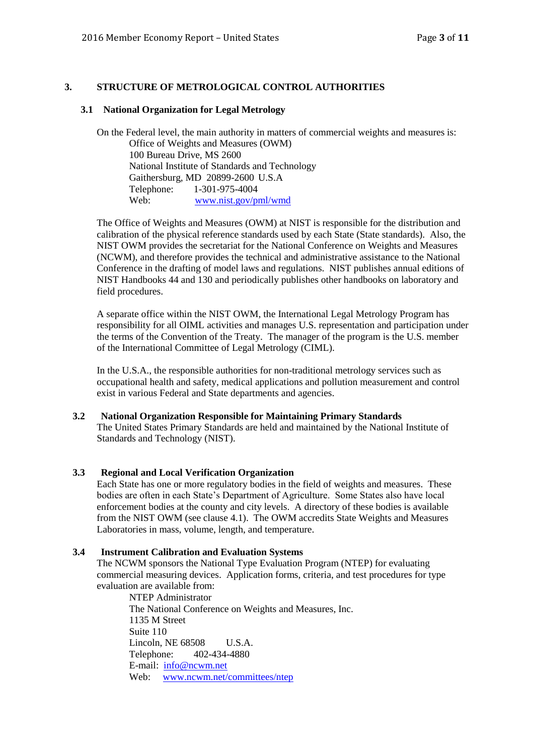## 3. STRUCTURE OF METROLOGICAL CONTROL AUTHORITIES

### 3.1 National Organization for Legal Metrology

On the Federal level, the main authority in matters of commercial weights and measures is:

Office of Weights and Measures (OWM)
100 Bureau Drive, MS 2600
National Institute of Standards and Technology
Gaithersburg, MD 20899-2600 U.S.A
Telephone: 1-301-975-4004
Web: www.nist.gov/pml/wmd

The Office of Weights and Measures (OWM) at NIST is responsible for the distribution and calibration of the physical reference standards used by each State (State standards). Also, the NIST OWM provides the secretariat for the National Conference on Weights and Measures (NCWM), and therefore provides the technical and administrative assistance to the National Conference in the drafting of model laws and regulations. NIST publishes annual editions of NIST Handbooks 44 and 130 and periodically publishes other handbooks on laboratory and field procedures.

A separate office within the NIST OWM, the International Legal Metrology Program has responsibility for all OIML activities and manages U.S. representation and participation under the terms of the Convention of the Treaty. The manager of the program is the U.S. member of the International Committee of Legal Metrology (CIML).

In the U.S.A., the responsible authorities for non-traditional metrology services such as occupational health and safety, medical applications and pollution measurement and control exist in various Federal and State departments and agencies.

### 3.2 National Organization Responsible for Maintaining Primary Standards

The United States Primary Standards are held and maintained by the National Institute of Standards and Technology (NIST).

### 3.3 Regional and Local Verification Organization

Each State has one or more regulatory bodies in the field of weights and measures. These bodies are often in each State's Department of Agriculture. Some States also have local enforcement bodies at the county and city levels. A directory of these bodies is available from the NIST OWM (see clause 4.1). The OWM accredits State Weights and Measures Laboratories in mass, volume, length, and temperature.

### 3.4 Instrument Calibration and Evaluation Systems

The NCWM sponsors the National Type Evaluation Program (NTEP) for evaluating commercial measuring devices. Application forms, criteria, and test procedures for type evaluation are available from:

NTEP Administrator
The National Conference on Weights and Measures, Inc.
1135 M Street
Suite 110
Lincoln, NE 68508 U.S.A.
Telephone: 402-434-4880
E-mail: info@ncwm.net
Web: www.ncwm.net/committees/ntep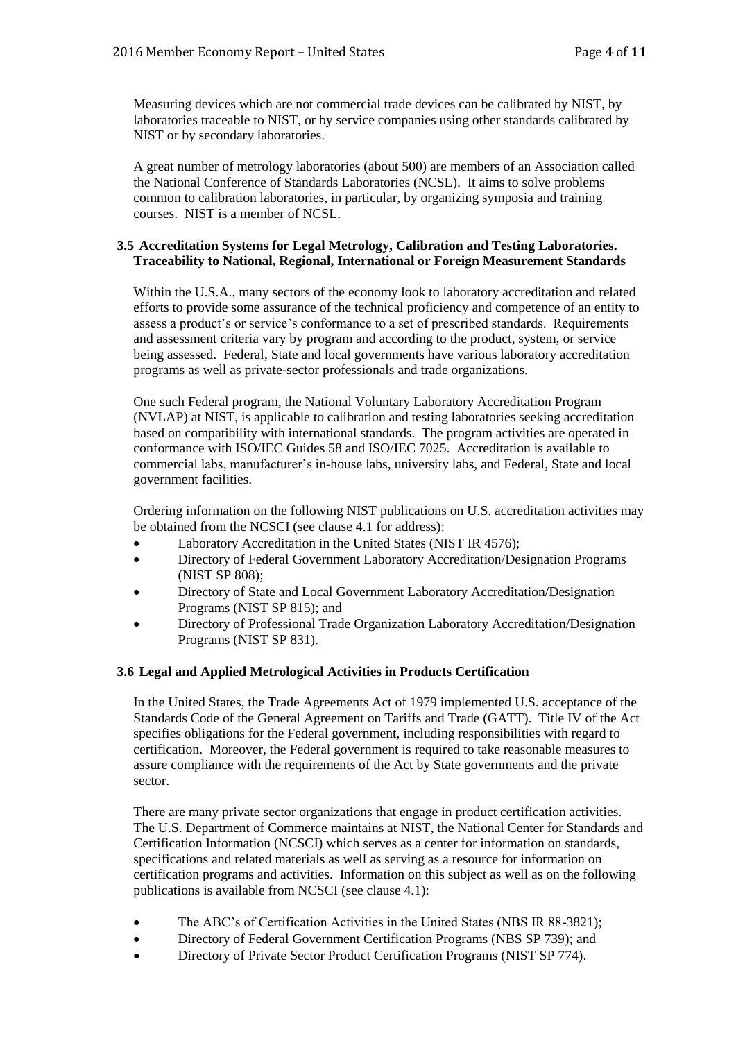Measuring devices which are not commercial trade devices can be calibrated by NIST, by laboratories traceable to NIST, or by service companies using other standards calibrated by NIST or by secondary laboratories.

A great number of metrology laboratories (about 500) are members of an Association called the National Conference of Standards Laboratories (NCSL). It aims to solve problems common to calibration laboratories, in particular, by organizing symposia and training courses. NIST is a member of NCSL.

### 3.5 Accreditation Systems for Legal Metrology, Calibration and Testing Laboratories. Traceability to National, Regional, International or Foreign Measurement Standards

Within the U.S.A., many sectors of the economy look to laboratory accreditation and related efforts to provide some assurance of the technical proficiency and competence of an entity to assess a product's or service's conformance to a set of prescribed standards. Requirements and assessment criteria vary by program and according to the product, system, or service being assessed. Federal, State and local governments have various laboratory accreditation programs as well as private-sector professionals and trade organizations.

One such Federal program, the National Voluntary Laboratory Accreditation Program (NVLAP) at NIST, is applicable to calibration and testing laboratories seeking accreditation based on compatibility with international standards. The program activities are operated in conformance with ISO/IEC Guides 58 and ISO/IEC 7025. Accreditation is available to commercial labs, manufacturer's in-house labs, university labs, and Federal, State and local government facilities.

Ordering information on the following NIST publications on U.S. accreditation activities may be obtained from the NCSCI (see clause 4.1 for address):

- Laboratory Accreditation in the United States (NIST IR 4576);
- Directory of Federal Government Laboratory Accreditation/Designation Programs (NIST SP 808);
- Directory of State and Local Government Laboratory Accreditation/Designation Programs (NIST SP 815); and
- Directory of Professional Trade Organization Laboratory Accreditation/Designation Programs (NIST SP 831).

### 3.6 Legal and Applied Metrological Activities in Products Certification

In the United States, the Trade Agreements Act of 1979 implemented U.S. acceptance of the Standards Code of the General Agreement on Tariffs and Trade (GATT). Title IV of the Act specifies obligations for the Federal government, including responsibilities with regard to certification. Moreover, the Federal government is required to take reasonable measures to assure compliance with the requirements of the Act by State governments and the private sector.

There are many private sector organizations that engage in product certification activities. The U.S. Department of Commerce maintains at NIST, the National Center for Standards and Certification Information (NCSCI) which serves as a center for information on standards, specifications and related materials as well as serving as a resource for information on certification programs and activities. Information on this subject as well as on the following publications is available from NCSCI (see clause 4.1):

- The ABC's of Certification Activities in the United States (NBS IR 88-3821);
- Directory of Federal Government Certification Programs (NBS SP 739); and
- Directory of Private Sector Product Certification Programs (NIST SP 774).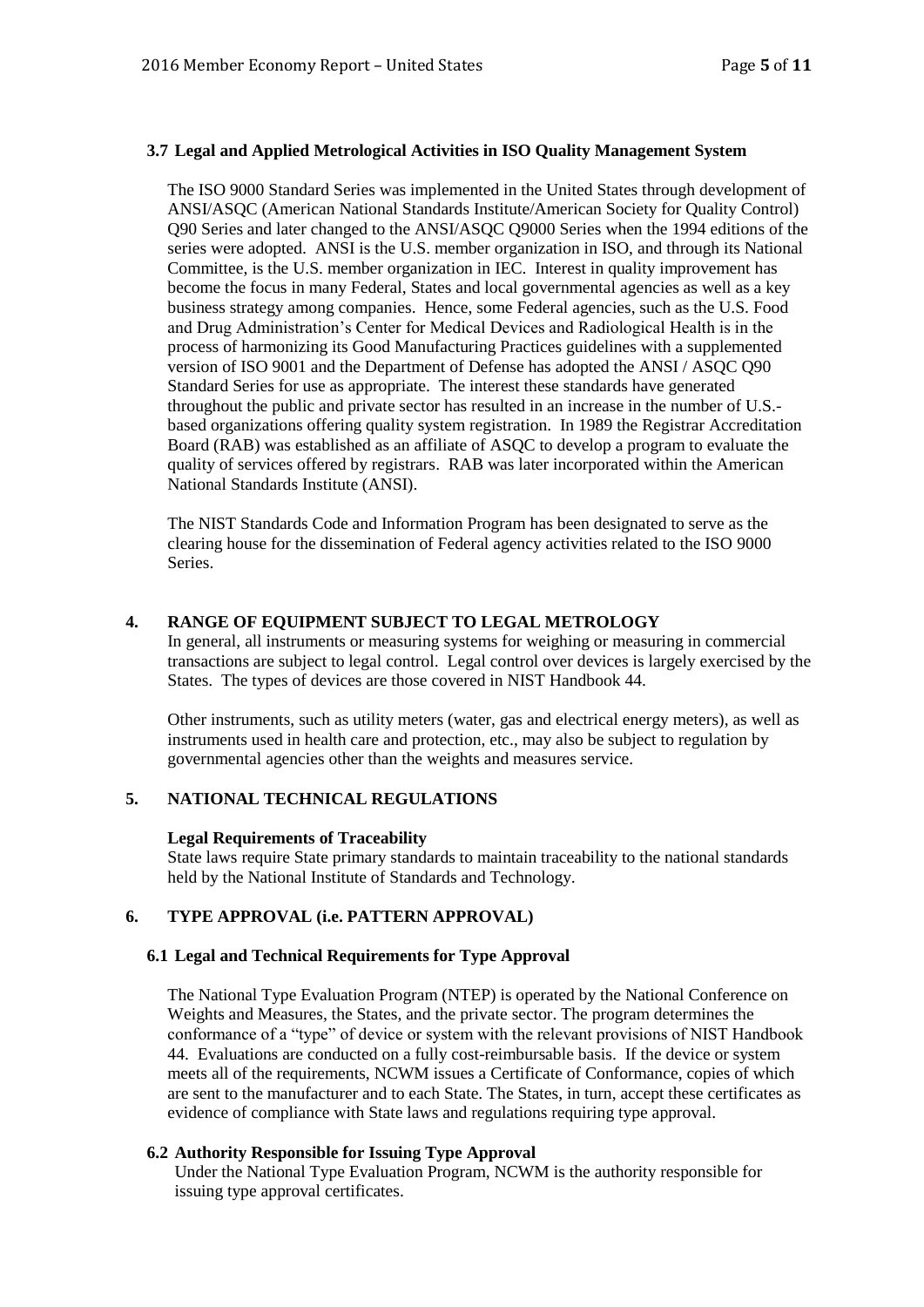### 3.7 Legal and Applied Metrological Activities in ISO Quality Management System

The ISO 9000 Standard Series was implemented in the United States through development of ANSI/ASQC (American National Standards Institute/American Society for Quality Control) Q90 Series and later changed to the ANSI/ASQC Q9000 Series when the 1994 editions of the series were adopted. ANSI is the U.S. member organization in ISO, and through its National Committee, is the U.S. member organization in IEC. Interest in quality improvement has become the focus in many Federal, States and local governmental agencies as well as a key business strategy among companies. Hence, some Federal agencies, such as the U.S. Food and Drug Administration's Center for Medical Devices and Radiological Health is in the process of harmonizing its Good Manufacturing Practices guidelines with a supplemented version of ISO 9001 and the Department of Defense has adopted the ANSI / ASQC Q90 Standard Series for use as appropriate. The interest these standards have generated throughout the public and private sector has resulted in an increase in the number of U.S.-based organizations offering quality system registration. In 1989 the Registrar Accreditation Board (RAB) was established as an affiliate of ASQC to develop a program to evaluate the quality of services offered by registrars. RAB was later incorporated within the American National Standards Institute (ANSI).

The NIST Standards Code and Information Program has been designated to serve as the clearing house for the dissemination of Federal agency activities related to the ISO 9000 Series.

## 4. RANGE OF EQUIPMENT SUBJECT TO LEGAL METROLOGY

In general, all instruments or measuring systems for weighing or measuring in commercial transactions are subject to legal control. Legal control over devices is largely exercised by the States. The types of devices are those covered in NIST Handbook 44.

Other instruments, such as utility meters (water, gas and electrical energy meters), as well as instruments used in health care and protection, etc., may also be subject to regulation by governmental agencies other than the weights and measures service.

## 5. NATIONAL TECHNICAL REGULATIONS

**Legal Requirements of Traceability**

State laws require State primary standards to maintain traceability to the national standards held by the National Institute of Standards and Technology.

## 6. TYPE APPROVAL (i.e. PATTERN APPROVAL)

### 6.1 Legal and Technical Requirements for Type Approval

The National Type Evaluation Program (NTEP) is operated by the National Conference on Weights and Measures, the States, and the private sector. The program determines the conformance of a "type" of device or system with the relevant provisions of NIST Handbook 44. Evaluations are conducted on a fully cost-reimbursable basis. If the device or system meets all of the requirements, NCWM issues a Certificate of Conformance, copies of which are sent to the manufacturer and to each State. The States, in turn, accept these certificates as evidence of compliance with State laws and regulations requiring type approval.

### 6.2 Authority Responsible for Issuing Type Approval

Under the National Type Evaluation Program, NCWM is the authority responsible for issuing type approval certificates.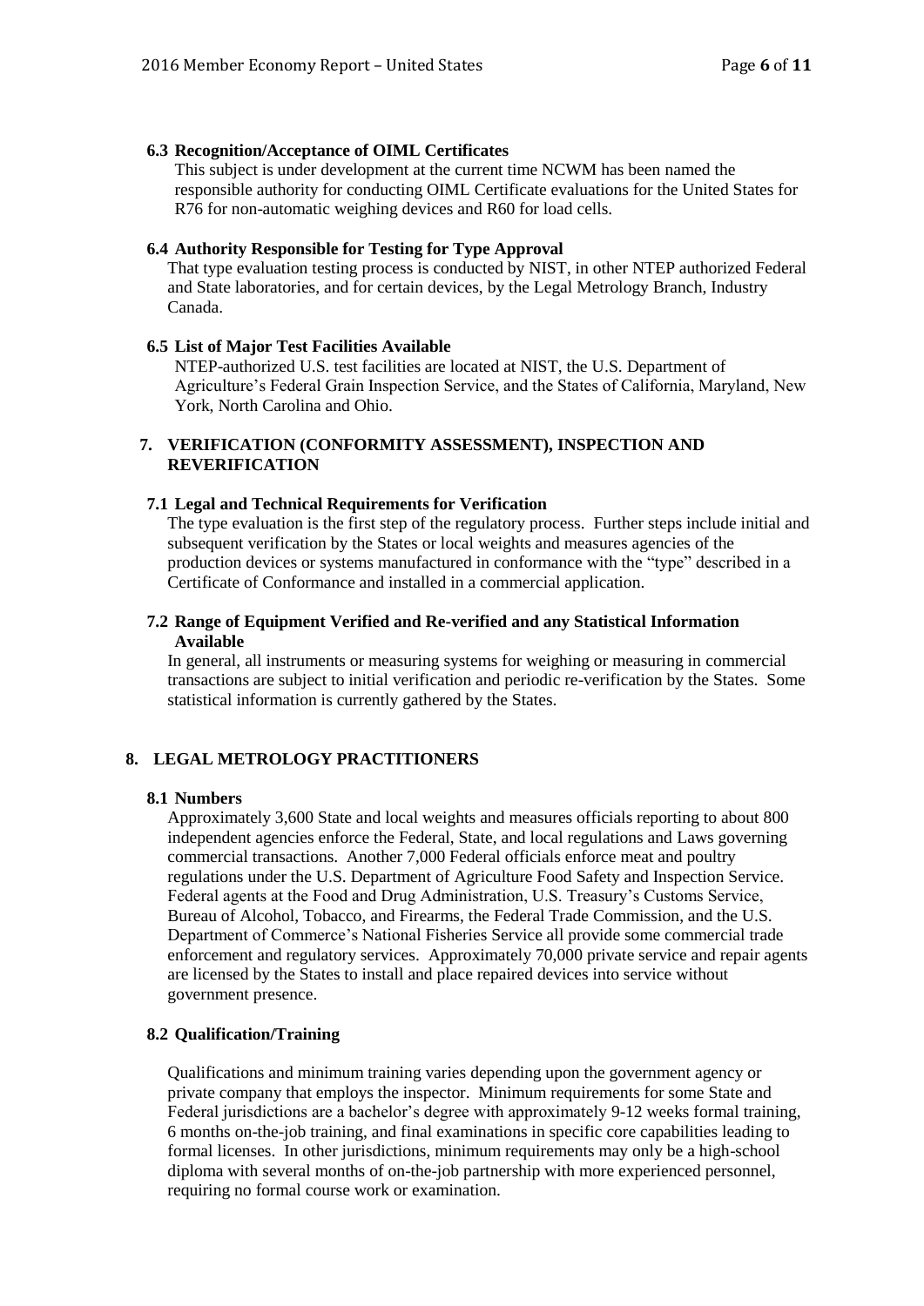### 6.3 Recognition/Acceptance of OIML Certificates

This subject is under development at the current time NCWM has been named the responsible authority for conducting OIML Certificate evaluations for the United States for R76 for non-automatic weighing devices and R60 for load cells.

### 6.4 Authority Responsible for Testing for Type Approval

That type evaluation testing process is conducted by NIST, in other NTEP authorized Federal and State laboratories, and for certain devices, by the Legal Metrology Branch, Industry Canada.

### 6.5 List of Major Test Facilities Available

NTEP-authorized U.S. test facilities are located at NIST, the U.S. Department of Agriculture's Federal Grain Inspection Service, and the States of California, Maryland, New York, North Carolina and Ohio.

## 7. VERIFICATION (CONFORMITY ASSESSMENT), INSPECTION AND REVERIFICATION

### 7.1 Legal and Technical Requirements for Verification

The type evaluation is the first step of the regulatory process. Further steps include initial and subsequent verification by the States or local weights and measures agencies of the production devices or systems manufactured in conformance with the "type" described in a Certificate of Conformance and installed in a commercial application.

### 7.2 Range of Equipment Verified and Re-verified and any Statistical Information Available

In general, all instruments or measuring systems for weighing or measuring in commercial transactions are subject to initial verification and periodic re-verification by the States. Some statistical information is currently gathered by the States.

## 8. LEGAL METROLOGY PRACTITIONERS

### 8.1 Numbers

Approximately 3,600 State and local weights and measures officials reporting to about 800 independent agencies enforce the Federal, State, and local regulations and Laws governing commercial transactions. Another 7,000 Federal officials enforce meat and poultry regulations under the U.S. Department of Agriculture Food Safety and Inspection Service. Federal agents at the Food and Drug Administration, U.S. Treasury's Customs Service, Bureau of Alcohol, Tobacco, and Firearms, the Federal Trade Commission, and the U.S. Department of Commerce's National Fisheries Service all provide some commercial trade enforcement and regulatory services. Approximately 70,000 private service and repair agents are licensed by the States to install and place repaired devices into service without government presence.

### 8.2 Qualification/Training

Qualifications and minimum training varies depending upon the government agency or private company that employs the inspector. Minimum requirements for some State and Federal jurisdictions are a bachelor's degree with approximately 9-12 weeks formal training, 6 months on-the-job training, and final examinations in specific core capabilities leading to formal licenses. In other jurisdictions, minimum requirements may only be a high-school diploma with several months of on-the-job partnership with more experienced personnel, requiring no formal course work or examination.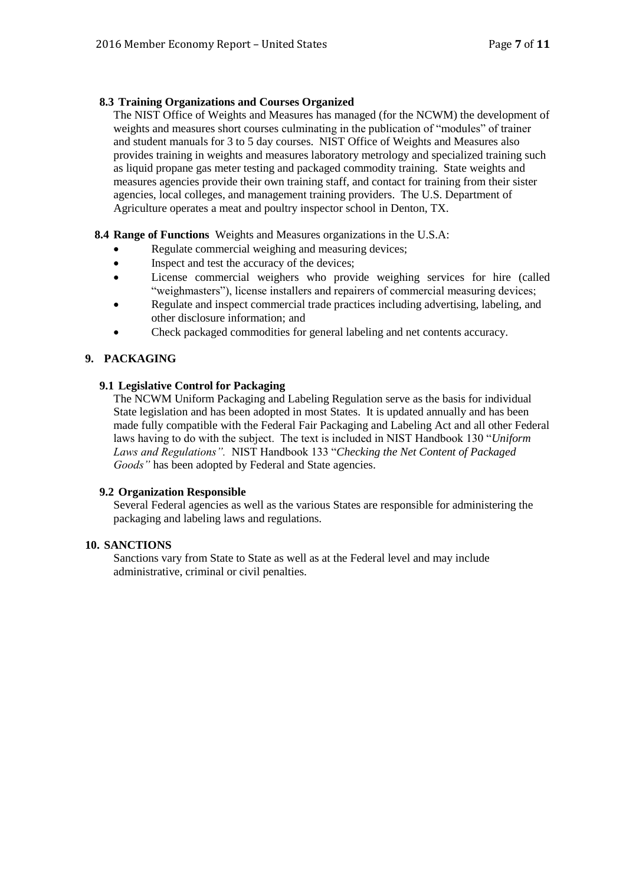### 8.3 Training Organizations and Courses Organized

The NIST Office of Weights and Measures has managed (for the NCWM) the development of weights and measures short courses culminating in the publication of "modules" of trainer and student manuals for 3 to 5 day courses. NIST Office of Weights and Measures also provides training in weights and measures laboratory metrology and specialized training such as liquid propane gas meter testing and packaged commodity training. State weights and measures agencies provide their own training staff, and contact for training from their sister agencies, local colleges, and management training providers. The U.S. Department of Agriculture operates a meat and poultry inspector school in Denton, TX.

### 8.4 Range of Functions

Weights and Measures organizations in the U.S.A:

- Regulate commercial weighing and measuring devices;
- Inspect and test the accuracy of the devices;
- License commercial weighers who provide weighing services for hire (called "weighmasters"), license installers and repairers of commercial measuring devices;
- Regulate and inspect commercial trade practices including advertising, labeling, and other disclosure information; and
- Check packaged commodities for general labeling and net contents accuracy.

## 9. PACKAGING

### 9.1 Legislative Control for Packaging

The NCWM Uniform Packaging and Labeling Regulation serve as the basis for individual State legislation and has been adopted in most States. It is updated annually and has been made fully compatible with the Federal Fair Packaging and Labeling Act and all other Federal laws having to do with the subject. The text is included in NIST Handbook 130 "*Uniform Laws and Regulations".* NIST Handbook 133 "*Checking the Net Content of Packaged Goods"* has been adopted by Federal and State agencies.

### 9.2 Organization Responsible

Several Federal agencies as well as the various States are responsible for administering the packaging and labeling laws and regulations.

## 10. SANCTIONS

Sanctions vary from State to State as well as at the Federal level and may include administrative, criminal or civil penalties.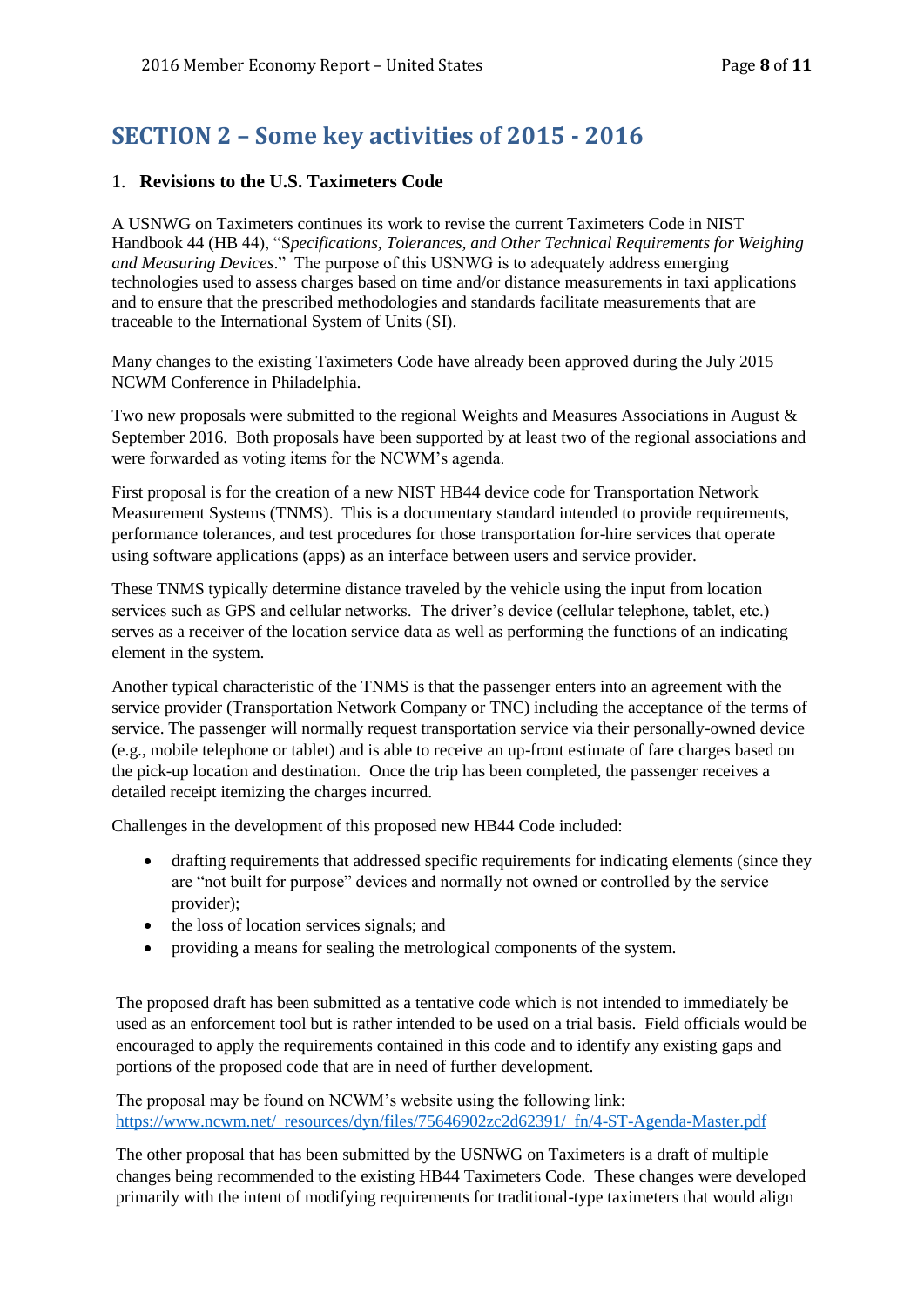## SECTION 2 – Some key activities of 2015 - 2016

1. **Revisions to the U.S. Taximeters Code**

A USNWG on Taximeters continues its work to revise the current Taximeters Code in NIST Handbook 44 (HB 44), "S*pecifications, Tolerances, and Other Technical Requirements for Weighing and Measuring Devices*." The purpose of this USNWG is to adequately address emerging technologies used to assess charges based on time and/or distance measurements in taxi applications and to ensure that the prescribed methodologies and standards facilitate measurements that are traceable to the International System of Units (SI).

Many changes to the existing Taximeters Code have already been approved during the July 2015 NCWM Conference in Philadelphia.

Two new proposals were submitted to the regional Weights and Measures Associations in August & September 2016. Both proposals have been supported by at least two of the regional associations and were forwarded as voting items for the NCWM's agenda.

First proposal is for the creation of a new NIST HB44 device code for Transportation Network Measurement Systems (TNMS). This is a documentary standard intended to provide requirements, performance tolerances, and test procedures for those transportation for-hire services that operate using software applications (apps) as an interface between users and service provider.

These TNMS typically determine distance traveled by the vehicle using the input from location services such as GPS and cellular networks. The driver's device (cellular telephone, tablet, etc.) serves as a receiver of the location service data as well as performing the functions of an indicating element in the system.

Another typical characteristic of the TNMS is that the passenger enters into an agreement with the service provider (Transportation Network Company or TNC) including the acceptance of the terms of service. The passenger will normally request transportation service via their personally-owned device (e.g., mobile telephone or tablet) and is able to receive an up-front estimate of fare charges based on the pick-up location and destination. Once the trip has been completed, the passenger receives a detailed receipt itemizing the charges incurred.

Challenges in the development of this proposed new HB44 Code included:

- drafting requirements that addressed specific requirements for indicating elements (since they are "not built for purpose" devices and normally not owned or controlled by the service provider);
- the loss of location services signals; and
- providing a means for sealing the metrological components of the system.

The proposed draft has been submitted as a tentative code which is not intended to immediately be used as an enforcement tool but is rather intended to be used on a trial basis. Field officials would be encouraged to apply the requirements contained in this code and to identify any existing gaps and portions of the proposed code that are in need of further development.

The proposal may be found on NCWM's website using the following link:
https://www.ncwm.net/_resources/dyn/files/75646902zc2d62391/_fn/4-ST-Agenda-Master.pdf

The other proposal that has been submitted by the USNWG on Taximeters is a draft of multiple changes being recommended to the existing HB44 Taximeters Code. These changes were developed primarily with the intent of modifying requirements for traditional-type taximeters that would align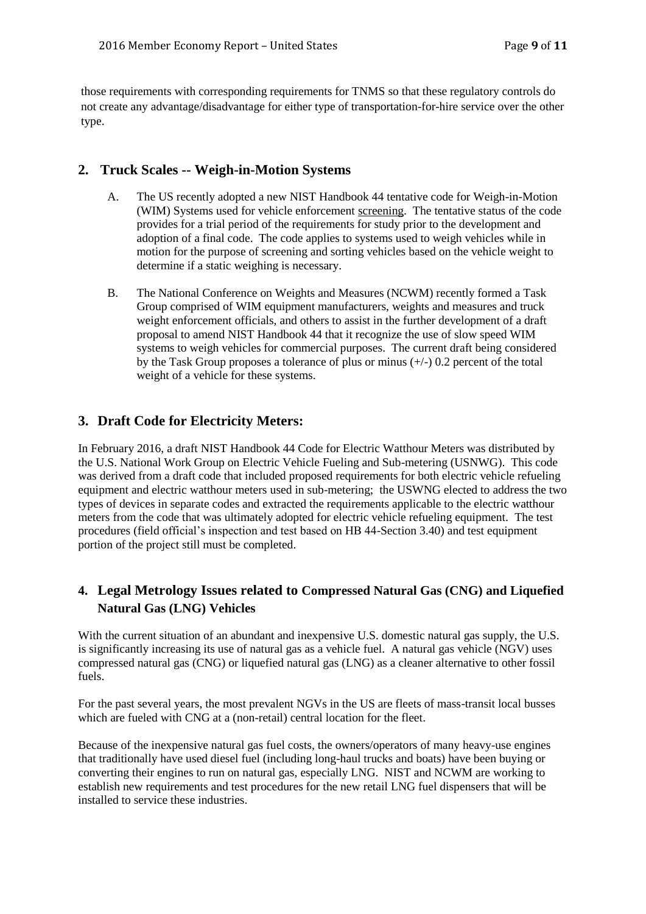those requirements with corresponding requirements for TNMS so that these regulatory controls do not create any advantage/disadvantage for either type of transportation-for-hire service over the other type.

## 2. Truck Scales -- Weigh-in-Motion Systems

A. The US recently adopted a new NIST Handbook 44 tentative code for Weigh-in-Motion (WIM) Systems used for vehicle enforcement screening. The tentative status of the code provides for a trial period of the requirements for study prior to the development and adoption of a final code. The code applies to systems used to weigh vehicles while in motion for the purpose of screening and sorting vehicles based on the vehicle weight to determine if a static weighing is necessary.

B. The National Conference on Weights and Measures (NCWM) recently formed a Task Group comprised of WIM equipment manufacturers, weights and measures and truck weight enforcement officials, and others to assist in the further development of a draft proposal to amend NIST Handbook 44 that it recognize the use of slow speed WIM systems to weigh vehicles for commercial purposes. The current draft being considered by the Task Group proposes a tolerance of plus or minus (+/-) 0.2 percent of the total weight of a vehicle for these systems.

## 3. Draft Code for Electricity Meters:

In February 2016, a draft NIST Handbook 44 Code for Electric Watthour Meters was distributed by the U.S. National Work Group on Electric Vehicle Fueling and Sub-metering (USNWG). This code was derived from a draft code that included proposed requirements for both electric vehicle refueling equipment and electric watthour meters used in sub-metering; the USWNG elected to address the two types of devices in separate codes and extracted the requirements applicable to the electric watthour meters from the code that was ultimately adopted for electric vehicle refueling equipment. The test procedures (field official's inspection and test based on HB 44-Section 3.40) and test equipment portion of the project still must be completed.

## 4. Legal Metrology Issues related to Compressed Natural Gas (CNG) and Liquefied Natural Gas (LNG) Vehicles

With the current situation of an abundant and inexpensive U.S. domestic natural gas supply, the U.S. is significantly increasing its use of natural gas as a vehicle fuel. A natural gas vehicle (NGV) uses compressed natural gas (CNG) or liquefied natural gas (LNG) as a cleaner alternative to other fossil fuels.

For the past several years, the most prevalent NGVs in the US are fleets of mass-transit local busses which are fueled with CNG at a (non-retail) central location for the fleet.

Because of the inexpensive natural gas fuel costs, the owners/operators of many heavy-use engines that traditionally have used diesel fuel (including long-haul trucks and boats) have been buying or converting their engines to run on natural gas, especially LNG. NIST and NCWM are working to establish new requirements and test procedures for the new retail LNG fuel dispensers that will be installed to service these industries.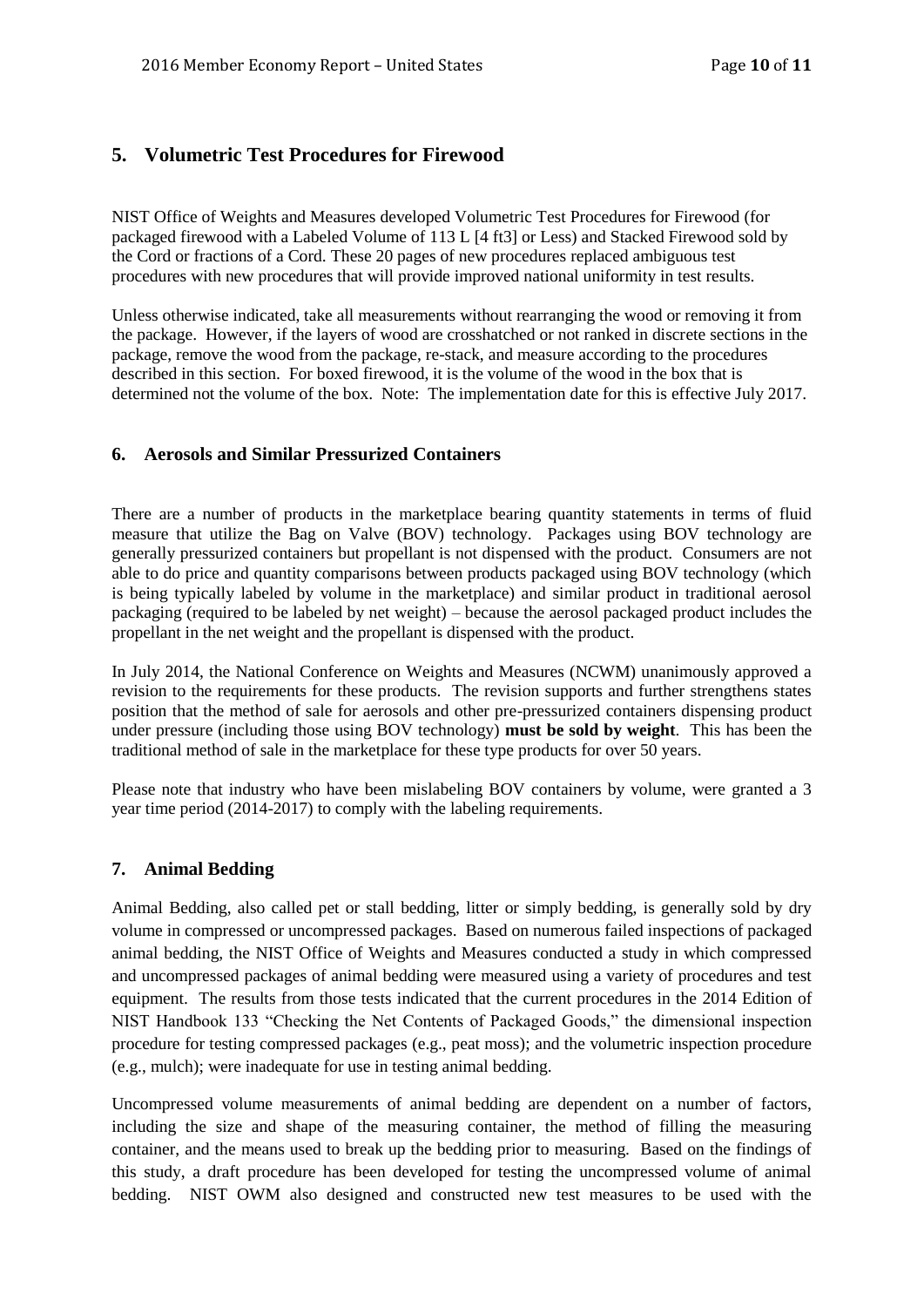## 5. Volumetric Test Procedures for Firewood

NIST Office of Weights and Measures developed Volumetric Test Procedures for Firewood (for packaged firewood with a Labeled Volume of 113 L [4 ft3] or Less) and Stacked Firewood sold by the Cord or fractions of a Cord. These 20 pages of new procedures replaced ambiguous test procedures with new procedures that will provide improved national uniformity in test results.

Unless otherwise indicated, take all measurements without rearranging the wood or removing it from the package. However, if the layers of wood are crosshatched or not ranked in discrete sections in the package, remove the wood from the package, re-stack, and measure according to the procedures described in this section. For boxed firewood, it is the volume of the wood in the box that is determined not the volume of the box. Note: The implementation date for this is effective July 2017.

## 6. Aerosols and Similar Pressurized Containers

There are a number of products in the marketplace bearing quantity statements in terms of fluid measure that utilize the Bag on Valve (BOV) technology. Packages using BOV technology are generally pressurized containers but propellant is not dispensed with the product. Consumers are not able to do price and quantity comparisons between products packaged using BOV technology (which is being typically labeled by volume in the marketplace) and similar product in traditional aerosol packaging (required to be labeled by net weight) – because the aerosol packaged product includes the propellant in the net weight and the propellant is dispensed with the product.

In July 2014, the National Conference on Weights and Measures (NCWM) unanimously approved a revision to the requirements for these products. The revision supports and further strengthens states position that the method of sale for aerosols and other pre-pressurized containers dispensing product under pressure (including those using BOV technology) **must be sold by weight**. This has been the traditional method of sale in the marketplace for these type products for over 50 years.

Please note that industry who have been mislabeling BOV containers by volume, were granted a 3 year time period (2014-2017) to comply with the labeling requirements.

## 7. Animal Bedding

Animal Bedding, also called pet or stall bedding, litter or simply bedding, is generally sold by dry volume in compressed or uncompressed packages. Based on numerous failed inspections of packaged animal bedding, the NIST Office of Weights and Measures conducted a study in which compressed and uncompressed packages of animal bedding were measured using a variety of procedures and test equipment. The results from those tests indicated that the current procedures in the 2014 Edition of NIST Handbook 133 "Checking the Net Contents of Packaged Goods," the dimensional inspection procedure for testing compressed packages (e.g., peat moss); and the volumetric inspection procedure (e.g., mulch); were inadequate for use in testing animal bedding.

Uncompressed volume measurements of animal bedding are dependent on a number of factors, including the size and shape of the measuring container, the method of filling the measuring container, and the means used to break up the bedding prior to measuring. Based on the findings of this study, a draft procedure has been developed for testing the uncompressed volume of animal bedding. NIST OWM also designed and constructed new test measures to be used with the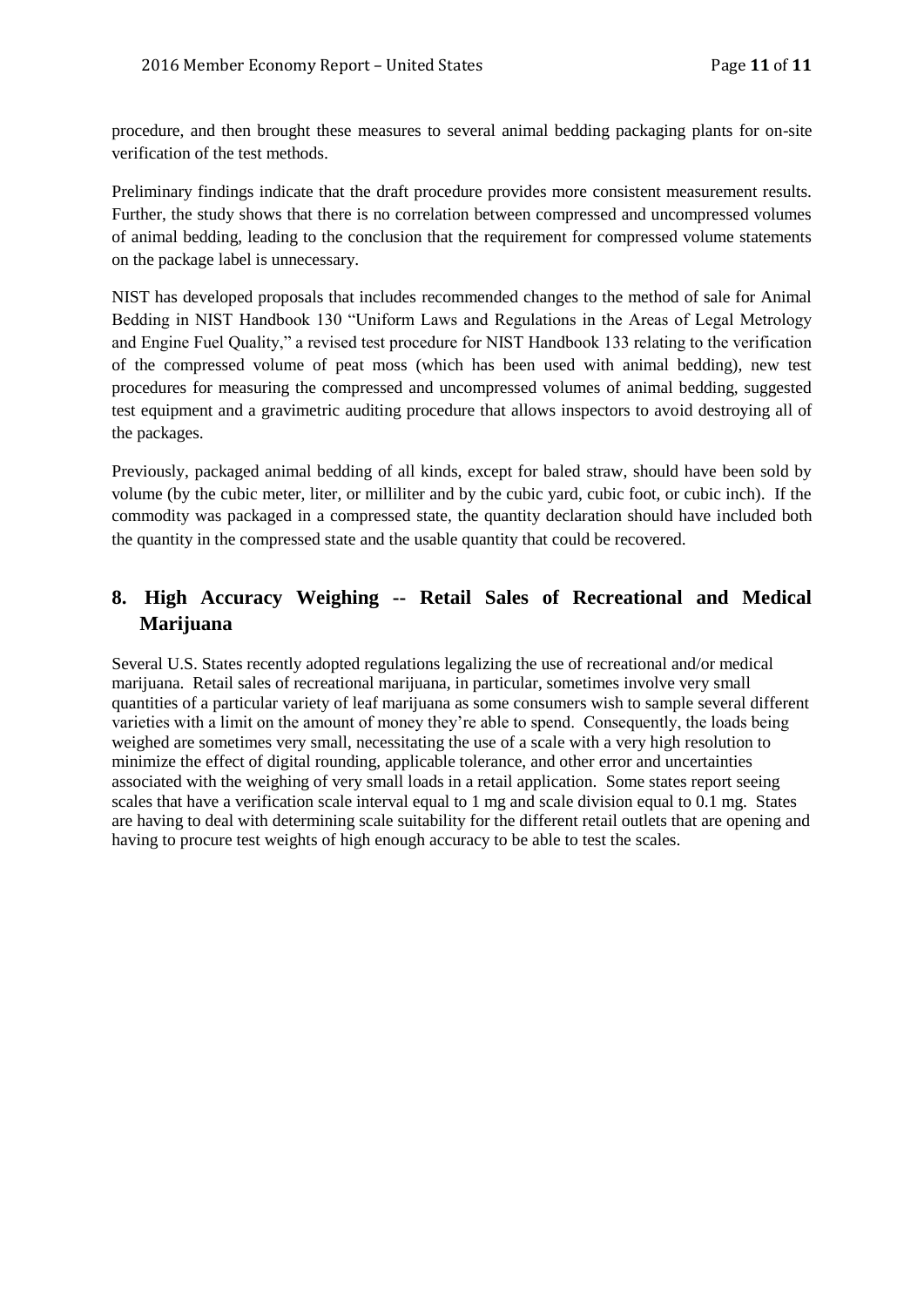procedure, and then brought these measures to several animal bedding packaging plants for on-site verification of the test methods.

Preliminary findings indicate that the draft procedure provides more consistent measurement results. Further, the study shows that there is no correlation between compressed and uncompressed volumes of animal bedding, leading to the conclusion that the requirement for compressed volume statements on the package label is unnecessary.

NIST has developed proposals that includes recommended changes to the method of sale for Animal Bedding in NIST Handbook 130 "Uniform Laws and Regulations in the Areas of Legal Metrology and Engine Fuel Quality," a revised test procedure for NIST Handbook 133 relating to the verification of the compressed volume of peat moss (which has been used with animal bedding), new test procedures for measuring the compressed and uncompressed volumes of animal bedding, suggested test equipment and a gravimetric auditing procedure that allows inspectors to avoid destroying all of the packages.

Previously, packaged animal bedding of all kinds, except for baled straw, should have been sold by volume (by the cubic meter, liter, or milliliter and by the cubic yard, cubic foot, or cubic inch). If the commodity was packaged in a compressed state, the quantity declaration should have included both the quantity in the compressed state and the usable quantity that could be recovered.

## 8. High Accuracy Weighing -- Retail Sales of Recreational and Medical Marijuana

Several U.S. States recently adopted regulations legalizing the use of recreational and/or medical marijuana. Retail sales of recreational marijuana, in particular, sometimes involve very small quantities of a particular variety of leaf marijuana as some consumers wish to sample several different varieties with a limit on the amount of money they're able to spend. Consequently, the loads being weighed are sometimes very small, necessitating the use of a scale with a very high resolution to minimize the effect of digital rounding, applicable tolerance, and other error and uncertainties associated with the weighing of very small loads in a retail application. Some states report seeing scales that have a verification scale interval equal to 1 mg and scale division equal to 0.1 mg. States are having to deal with determining scale suitability for the different retail outlets that are opening and having to procure test weights of high enough accuracy to be able to test the scales.